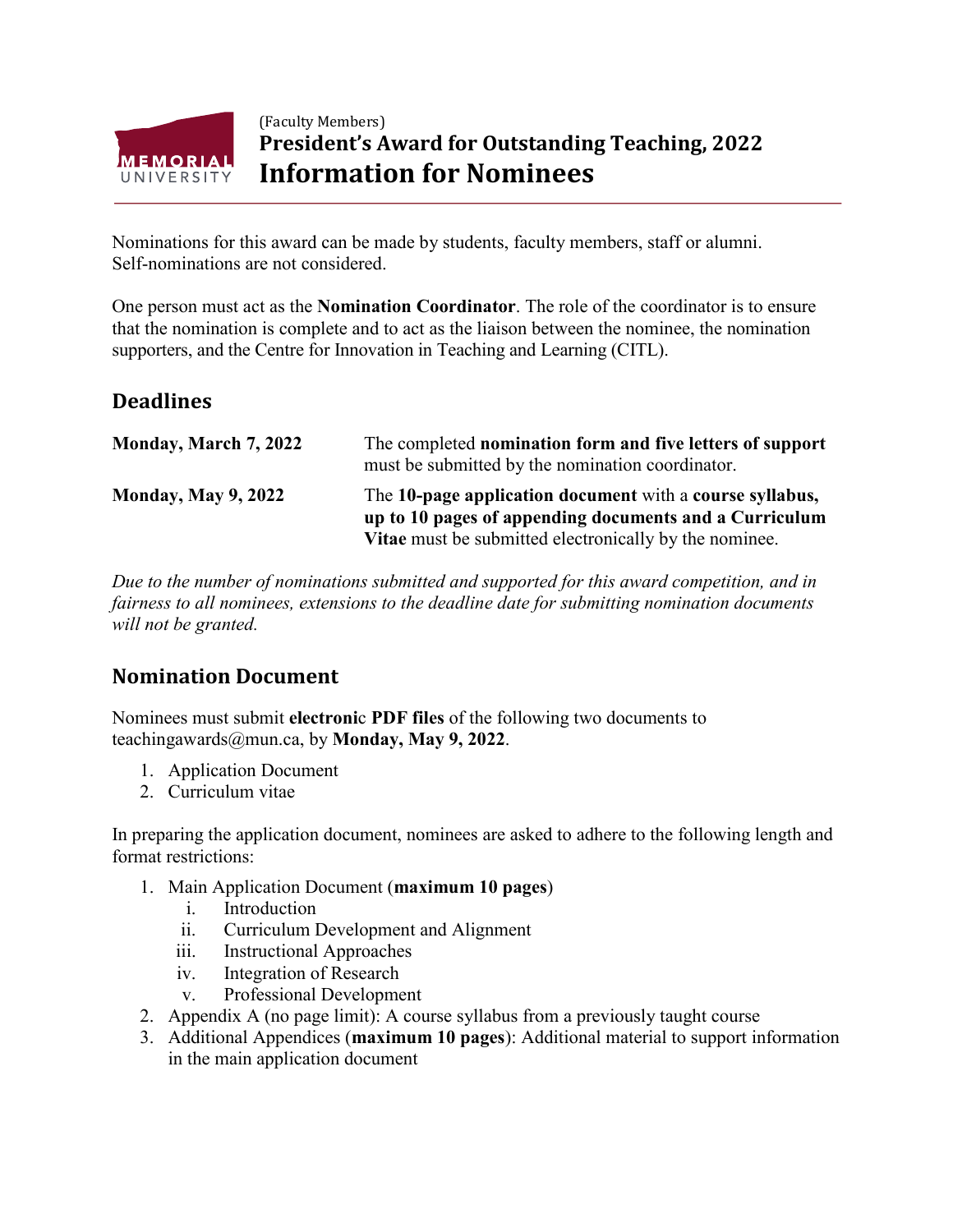(Faculty Members)

# President's Award for Outstanding Teaching, 2022

# Information for Nominees

Nominations for this award can be made by students, faculty members, staff or alumni. Self-nominations are not considered.

One person must act as the **Nomination Coordinator**. The role of the coordinator is to ensure that the nomination is complete and to act as the liaison between the nominee, the nomination supporters, and the Centre for Innovation in Teaching and Learning (CITL).

## Deadlines

| | |
|---|---|
| **Monday, March 7, 2022** | The completed **nomination form and five letters of support** must be submitted by the nomination coordinator. |
| **Monday, May 9, 2022** | The **10-page application document** with a **course syllabus, up to 10 pages of appending documents and a Curriculum Vitae** must be submitted electronically by the nominee. |

*Due to the number of nominations submitted and supported for this award competition, and in fairness to all nominees, extensions to the deadline date for submitting nomination documents will not be granted.*

## Nomination Document

Nominees must submit **electronic PDF files** of the following two documents to teachingawards@mun.ca, by **Monday, May 9, 2022**.

1. Application Document
2. Curriculum vitae

In preparing the application document, nominees are asked to adhere to the following length and format restrictions:

1. Main Application Document (**maximum 10 pages**)
   i. Introduction
   ii. Curriculum Development and Alignment
   iii. Instructional Approaches
   iv. Integration of Research
   v. Professional Development
2. Appendix A (no page limit): A course syllabus from a previously taught course
3. Additional Appendices (**maximum 10 pages**): Additional material to support information in the main application document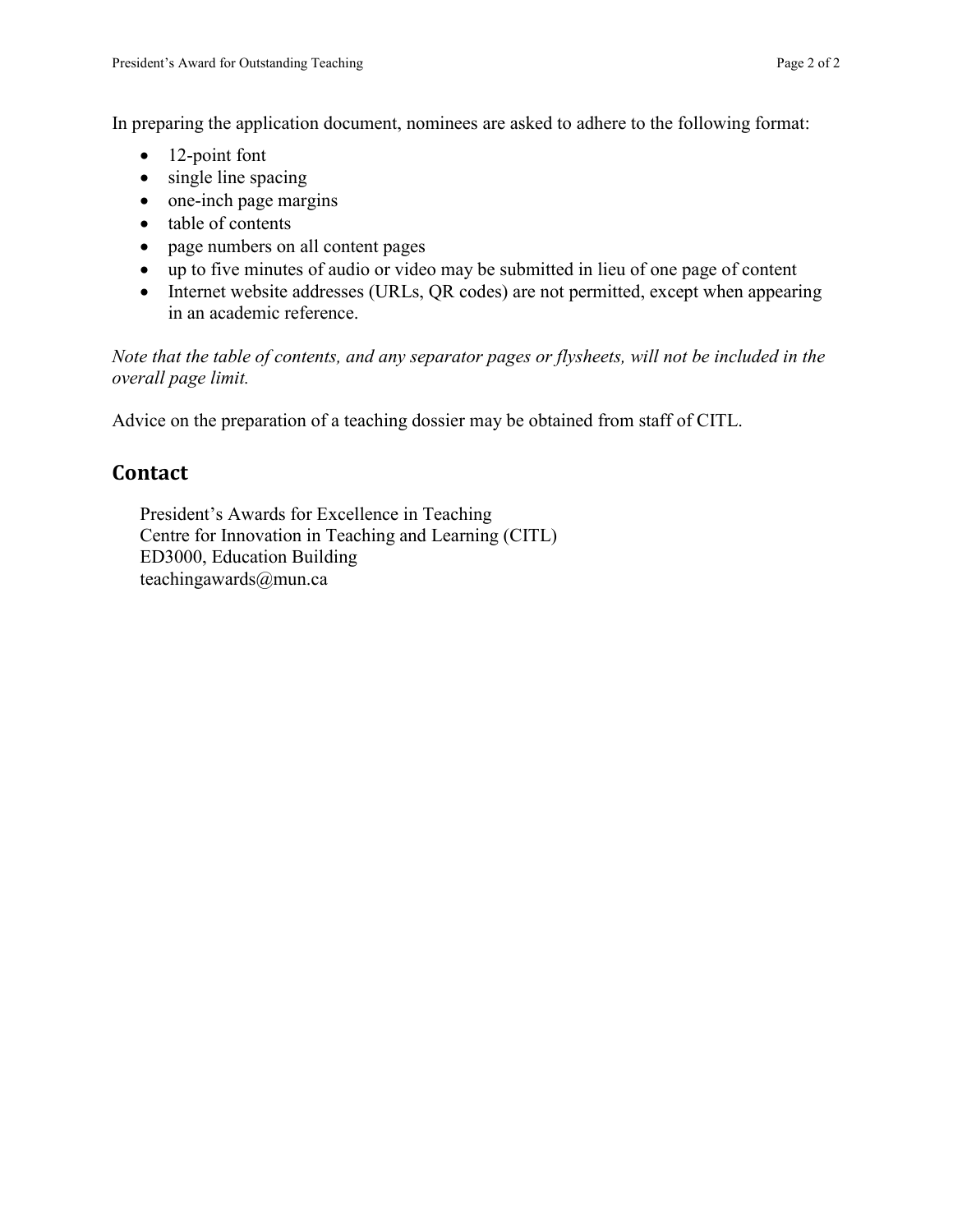In preparing the application document, nominees are asked to adhere to the following format:

- 12-point font
- single line spacing
- one-inch page margins
- table of contents
- page numbers on all content pages
- up to five minutes of audio or video may be submitted in lieu of one page of content
- Internet website addresses (URLs, QR codes) are not permitted, except when appearing in an academic reference.

*Note that the table of contents, and any separator pages or flysheets, will not be included in the overall page limit.*

Advice on the preparation of a teaching dossier may be obtained from staff of CITL.

## Contact

President's Awards for Excellence in Teaching
Centre for Innovation in Teaching and Learning (CITL)
ED3000, Education Building
teachingawards@mun.ca